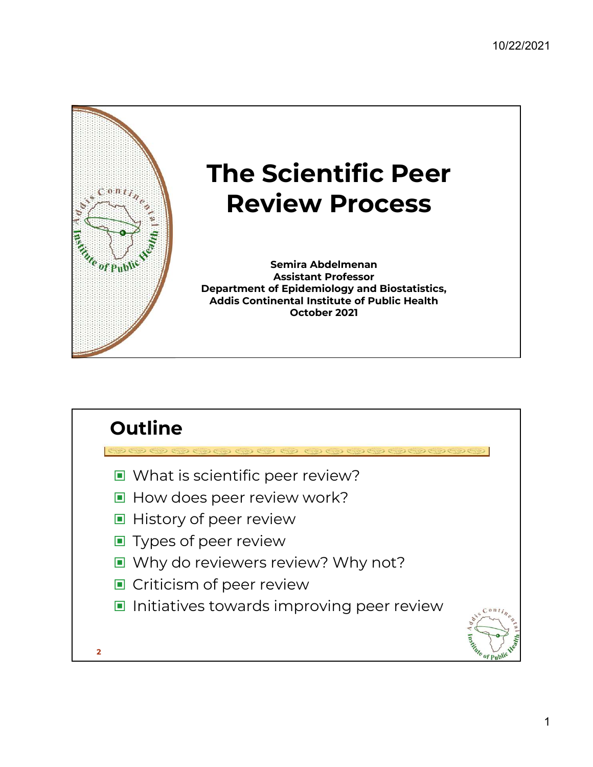# The Scientific Peer Review Process

**Semira Abdelmenan**
**Assistant Professor**
**Department of Epidemiology and Biostatistics,**
**Addis Continental Institute of Public Health**
**October 2021**

## Outline

- What is scientific peer review?
- How does peer review work?
- History of peer review
- Types of peer review
- Why do reviewers review? Why not?
- Criticism of peer review
- Initiatives towards improving peer review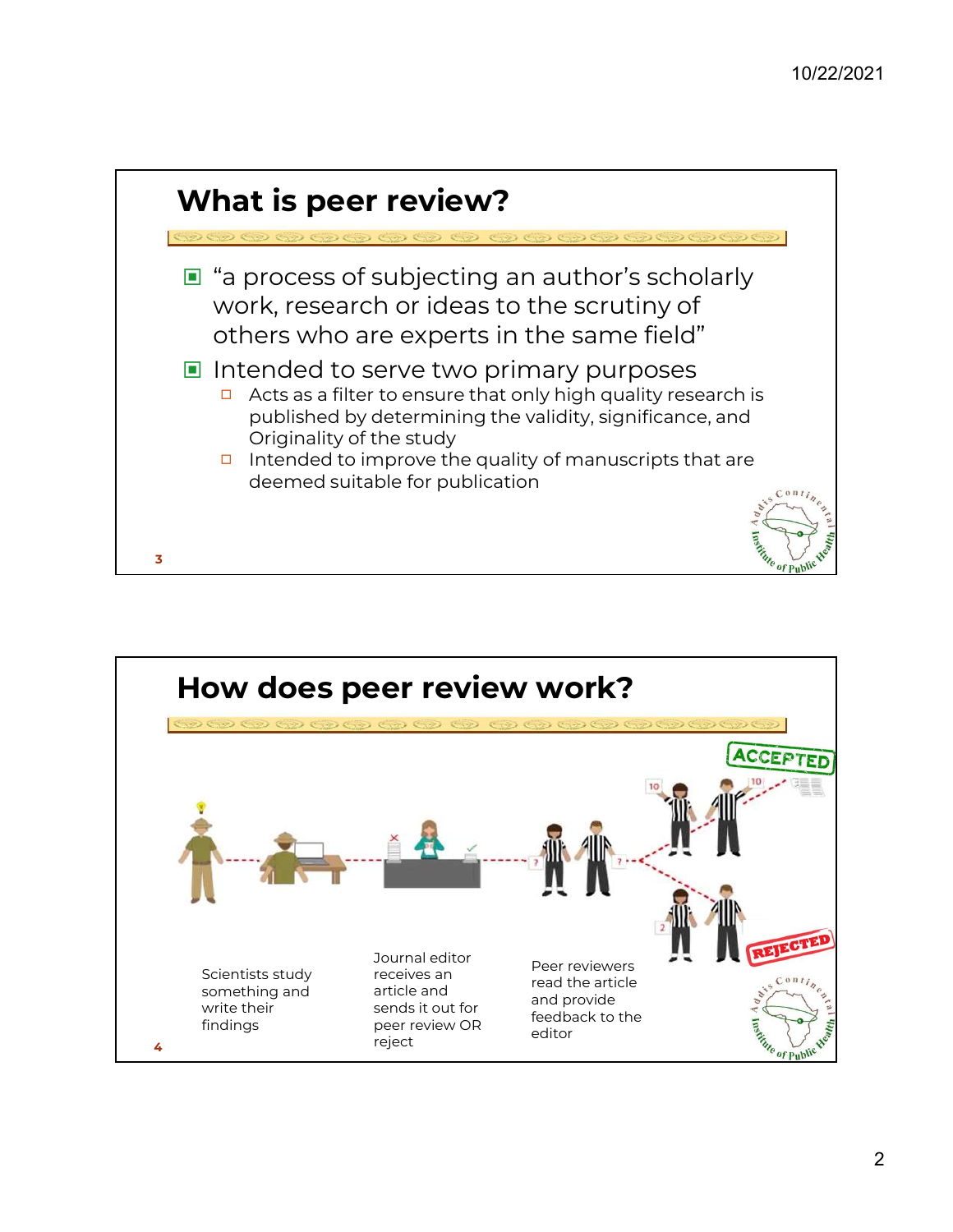## What is peer review?

- "a process of subjecting an author's scholarly work, research or ideas to the scrutiny of others who are experts in the same field"
- Intended to serve two primary purposes
  - Acts as a filter to ensure that only high quality research is published by determining the validity, significance, and Originality of the study
  - Intended to improve the quality of manuscripts that are deemed suitable for publication

## How does peer review work?

Scientists study something and write their findings

Journal editor receives an article and sends it out for peer review OR reject

Peer reviewers read the article and provide feedback to the editor

ACCEPTED

REJECTED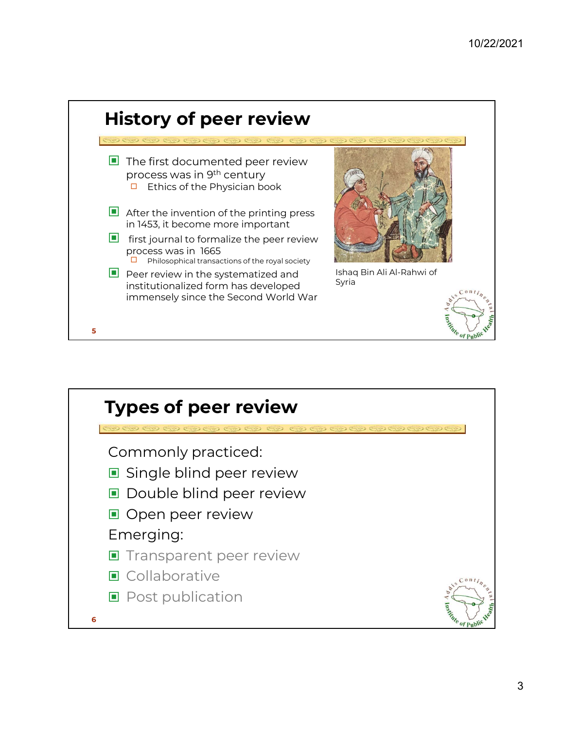## History of peer review

- The first documented peer review process was in 9th century
  - Ethics of the Physician book
- After the invention of the printing press in 1453, it become more important
- first journal to formalize the peer review process was in 1665
  - Philosophical transactions of the royal society
- Peer review in the systematized and institutionalized form has developed immensely since the Second World War

Ishaq Bin Ali Al-Rahwi of Syria

## Types of peer review

Commonly practiced:

- Single blind peer review
- Double blind peer review
- Open peer review

Emerging:

- Transparent peer review
- Collaborative
- Post publication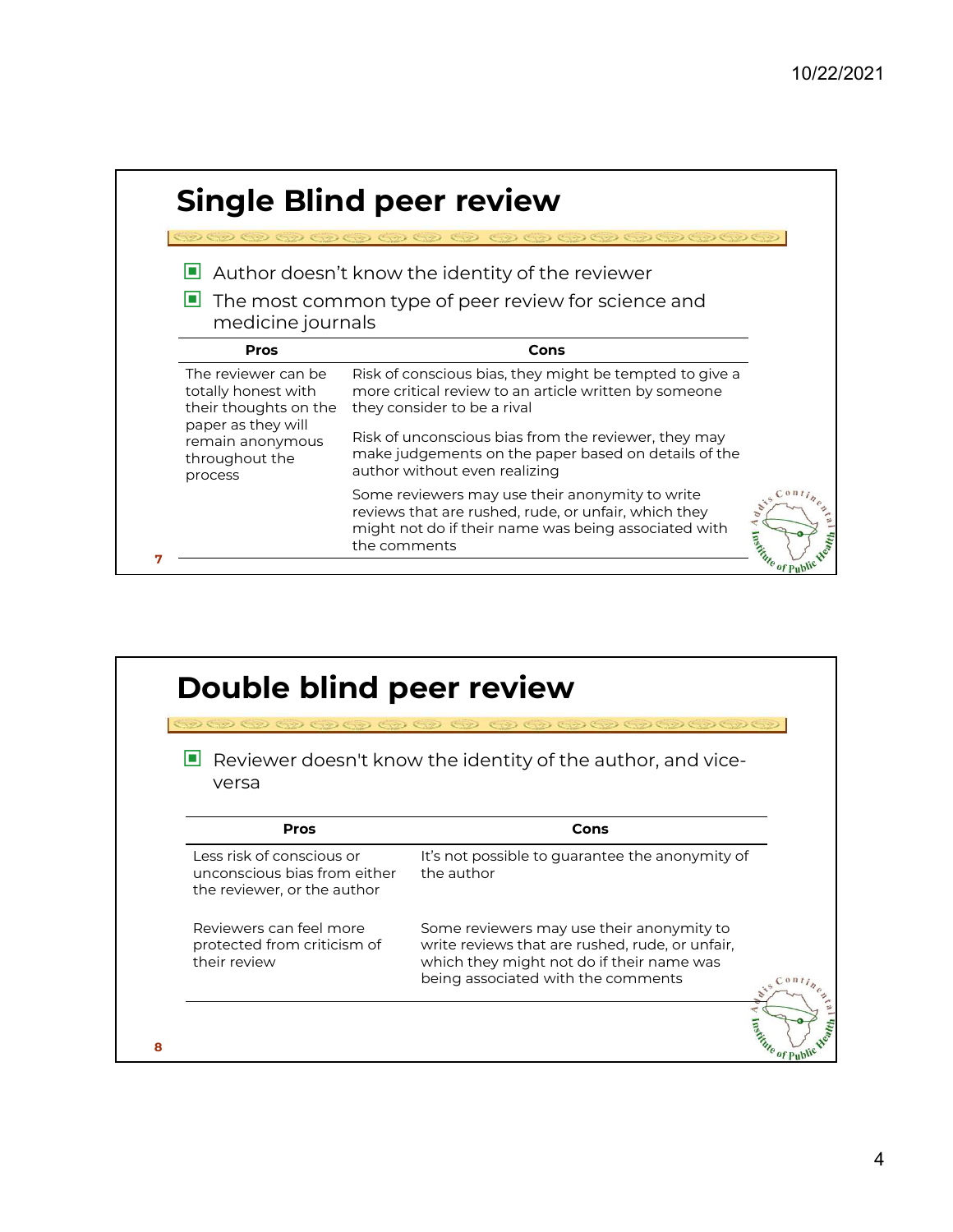## Single Blind peer review

- Author doesn't know the identity of the reviewer
- The most common type of peer review for science and medicine journals

| Pros | Cons |
|---|---|
| The reviewer can be totally honest with their thoughts on the paper as they will remain anonymous throughout the process | Risk of conscious bias, they might be tempted to give a more critical review to an article written by someone they consider to be a rival |
| | Risk of unconscious bias from the reviewer, they may make judgements on the paper based on details of the author without even realizing |
| | Some reviewers may use their anonymity to write reviews that are rushed, rude, or unfair, which they might not do if their name was being associated with the comments |

## Double blind peer review

- Reviewer doesn't know the identity of the author, and vice-versa

| Pros | Cons |
|---|---|
| Less risk of conscious or unconscious bias from either the reviewer, or the author | It's not possible to guarantee the anonymity of the author |
| Reviewers can feel more protected from criticism of their review | Some reviewers may use their anonymity to write reviews that are rushed, rude, or unfair, which they might not do if their name was being associated with the comments |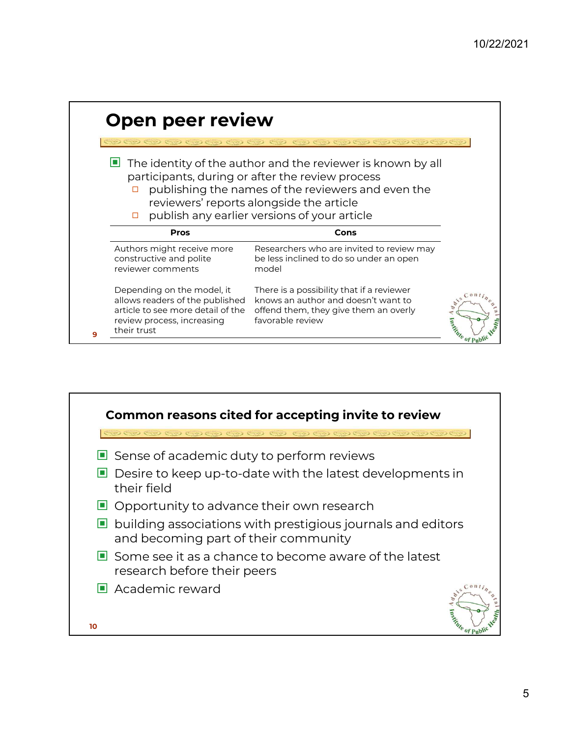## Open peer review

- The identity of the author and the reviewer is known by all participants, during or after the review process
  - publishing the names of the reviewers and even the reviewers' reports alongside the article
  - publish any earlier versions of your article

| Pros | Cons |
|---|---|
| Authors might receive more constructive and polite reviewer comments | Researchers who are invited to review may be less inclined to do so under an open model |
| Depending on the model, it allows readers of the published article to see more detail of the review process, increasing their trust | There is a possibility that if a reviewer knows an author and doesn't want to offend them, they give them an overly favorable review |

## Common reasons cited for accepting invite to review

- Sense of academic duty to perform reviews
- Desire to keep up-to-date with the latest developments in their field
- Opportunity to advance their own research
- building associations with prestigious journals and editors and becoming part of their community
- Some see it as a chance to become aware of the latest research before their peers
- Academic reward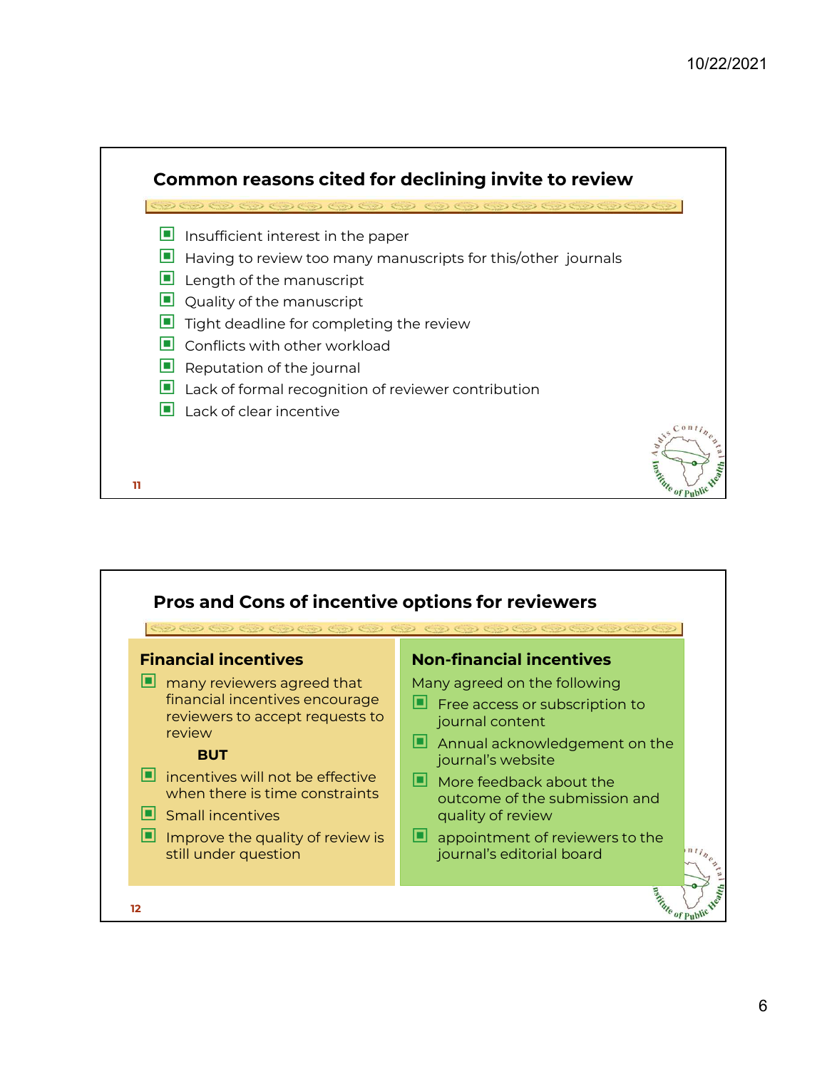## Common reasons cited for declining invite to review

- Insufficient interest in the paper
- Having to review too many manuscripts for this/other journals
- Length of the manuscript
- Quality of the manuscript
- Tight deadline for completing the review
- Conflicts with other workload
- Reputation of the journal
- Lack of formal recognition of reviewer contribution
- Lack of clear incentive

## Pros and Cons of incentive options for reviewers

### Financial incentives

- many reviewers agreed that financial incentives encourage reviewers to accept requests to review

**BUT**

- incentives will not be effective when there is time constraints
- Small incentives
- Improve the quality of review is still under question

### Non-financial incentives

Many agreed on the following

- Free access or subscription to journal content
- Annual acknowledgement on the journal's website
- More feedback about the outcome of the submission and quality of review
- appointment of reviewers to the journal's editorial board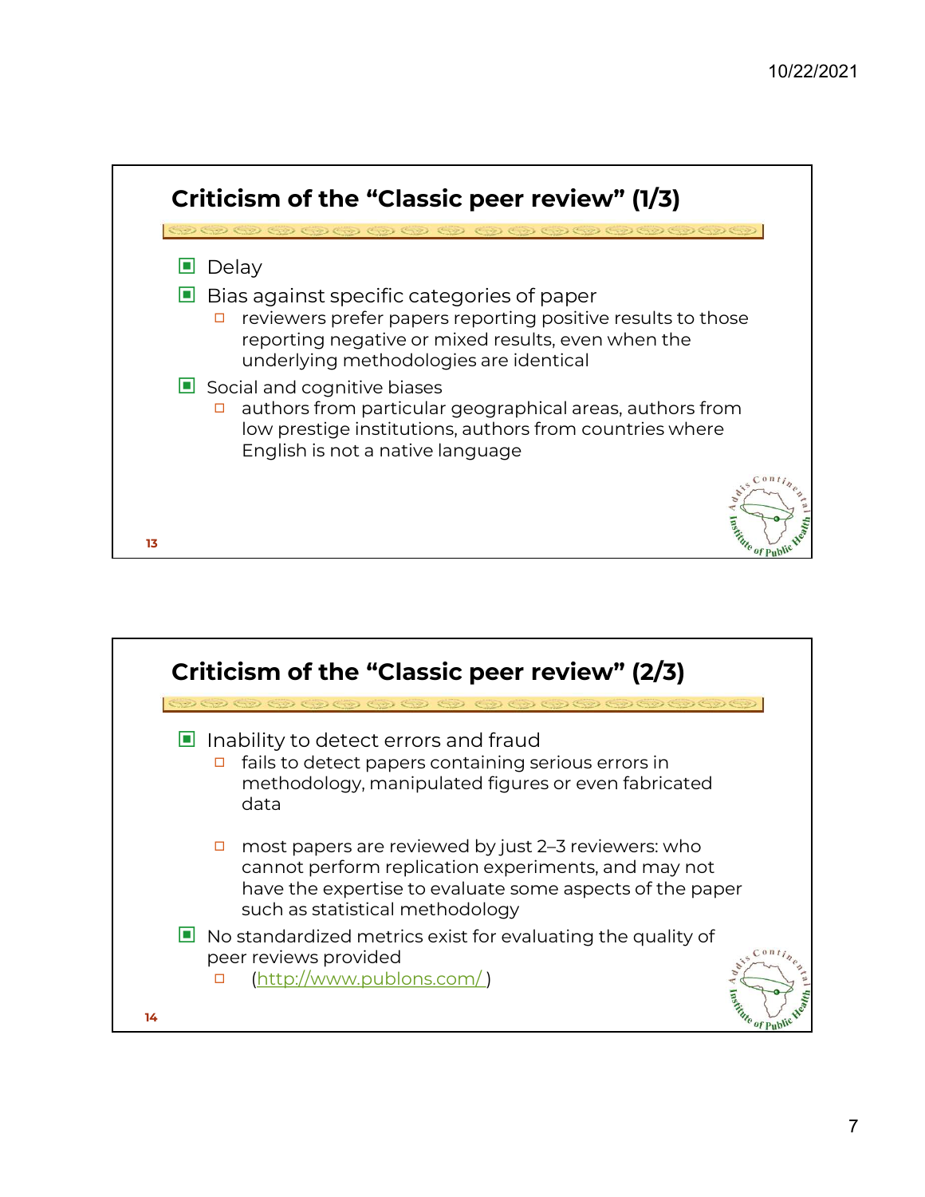## Criticism of the "Classic peer review" (1/3)

- Delay
- Bias against specific categories of paper
  - reviewers prefer papers reporting positive results to those reporting negative or mixed results, even when the underlying methodologies are identical
- Social and cognitive biases
  - authors from particular geographical areas, authors from low prestige institutions, authors from countries where English is not a native language

## Criticism of the "Classic peer review" (2/3)

- Inability to detect errors and fraud
  - fails to detect papers containing serious errors in methodology, manipulated figures or even fabricated data
  - most papers are reviewed by just 2–3 reviewers: who cannot perform replication experiments, and may not have the expertise to evaluate some aspects of the paper such as statistical methodology
- No standardized metrics exist for evaluating the quality of peer reviews provided
  - (http://www.publons.com/ )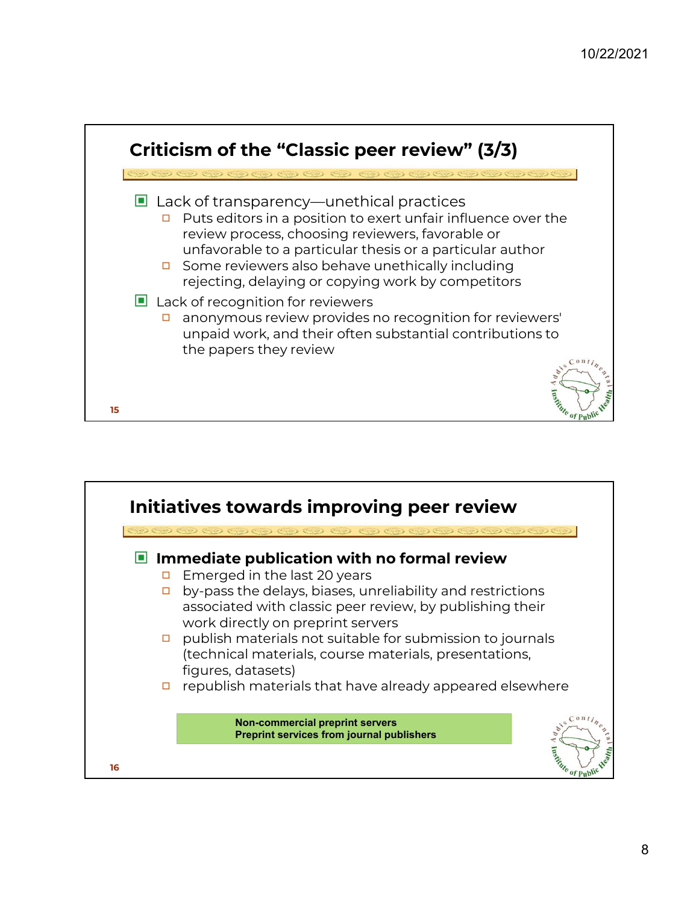## Criticism of the "Classic peer review" (3/3)

- Lack of transparency—unethical practices
  - Puts editors in a position to exert unfair influence over the review process, choosing reviewers, favorable or unfavorable to a particular thesis or a particular author
  - Some reviewers also behave unethically including rejecting, delaying or copying work by competitors
- Lack of recognition for reviewers
  - anonymous review provides no recognition for reviewers' unpaid work, and their often substantial contributions to the papers they review

## Initiatives towards improving peer review

- **Immediate publication with no formal review**
  - Emerged in the last 20 years
  - by-pass the delays, biases, unreliability and restrictions associated with classic peer review, by publishing their work directly on preprint servers
  - publish materials not suitable for submission to journals (technical materials, course materials, presentations, figures, datasets)
  - republish materials that have already appeared elsewhere

**Non-commercial preprint servers**
**Preprint services from journal publishers**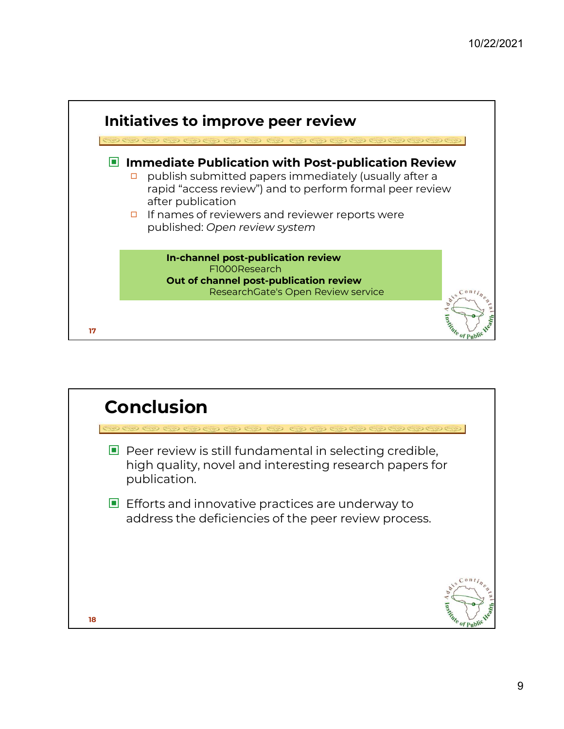## Initiatives to improve peer review

- **Immediate Publication with Post-publication Review**
  - publish submitted papers immediately (usually after a rapid "access review") and to perform formal peer review after publication
  - If names of reviewers and reviewer reports were published: *Open review system*

**In-channel post-publication review**
F1000Research
**Out of channel post-publication review**
ResearchGate's Open Review service

## Conclusion

- Peer review is still fundamental in selecting credible, high quality, novel and interesting research papers for publication.
- Efforts and innovative practices are underway to address the deficiencies of the peer review process.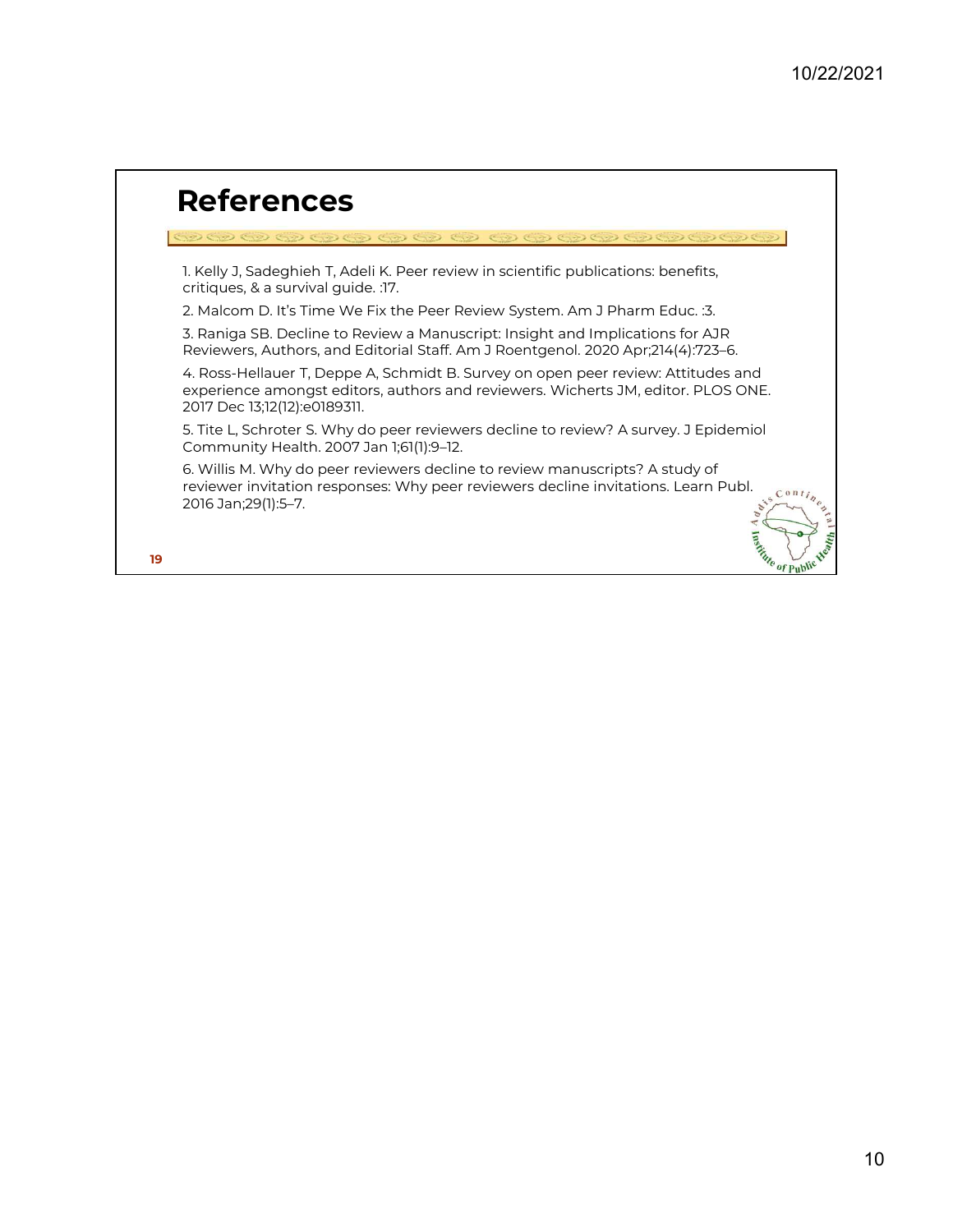# References

1. Kelly J, Sadeghieh T, Adeli K. Peer review in scientific publications: benefits, critiques, & a survival guide. :17.

2. Malcom D. It's Time We Fix the Peer Review System. Am J Pharm Educ. :3.

3. Raniga SB. Decline to Review a Manuscript: Insight and Implications for AJR Reviewers, Authors, and Editorial Staff. Am J Roentgenol. 2020 Apr;214(4):723–6.

4. Ross-Hellauer T, Deppe A, Schmidt B. Survey on open peer review: Attitudes and experience amongst editors, authors and reviewers. Wicherts JM, editor. PLOS ONE. 2017 Dec 13;12(12):e0189311.

5. Tite L, Schroter S. Why do peer reviewers decline to review? A survey. J Epidemiol Community Health. 2007 Jan 1;61(1):9–12.

6. Willis M. Why do peer reviewers decline to review manuscripts? A study of reviewer invitation responses: Why peer reviewers decline invitations. Learn Publ. 2016 Jan;29(1):5–7.